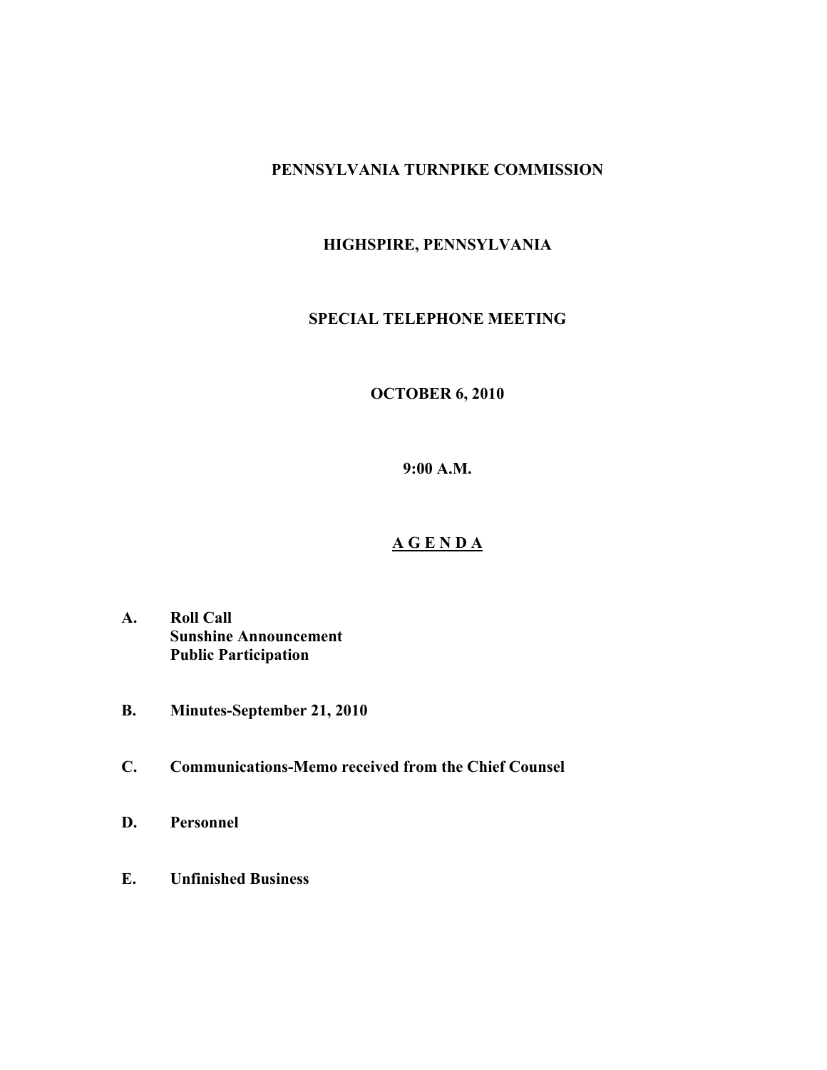**PENNSYLVANIA TURNPIKE COMMISSION**

**HIGHSPIRE, PENNSYLVANIA**

**SPECIAL TELEPHONE MEETING**

**OCTOBER 6, 2010**

**9:00 A.M.**

## A G E N D A

**A. Roll Call**
**Sunshine Announcement**
**Public Participation**

**B. Minutes-September 21, 2010**

**C. Communications-Memo received from the Chief Counsel**

**D. Personnel**

**E. Unfinished Business**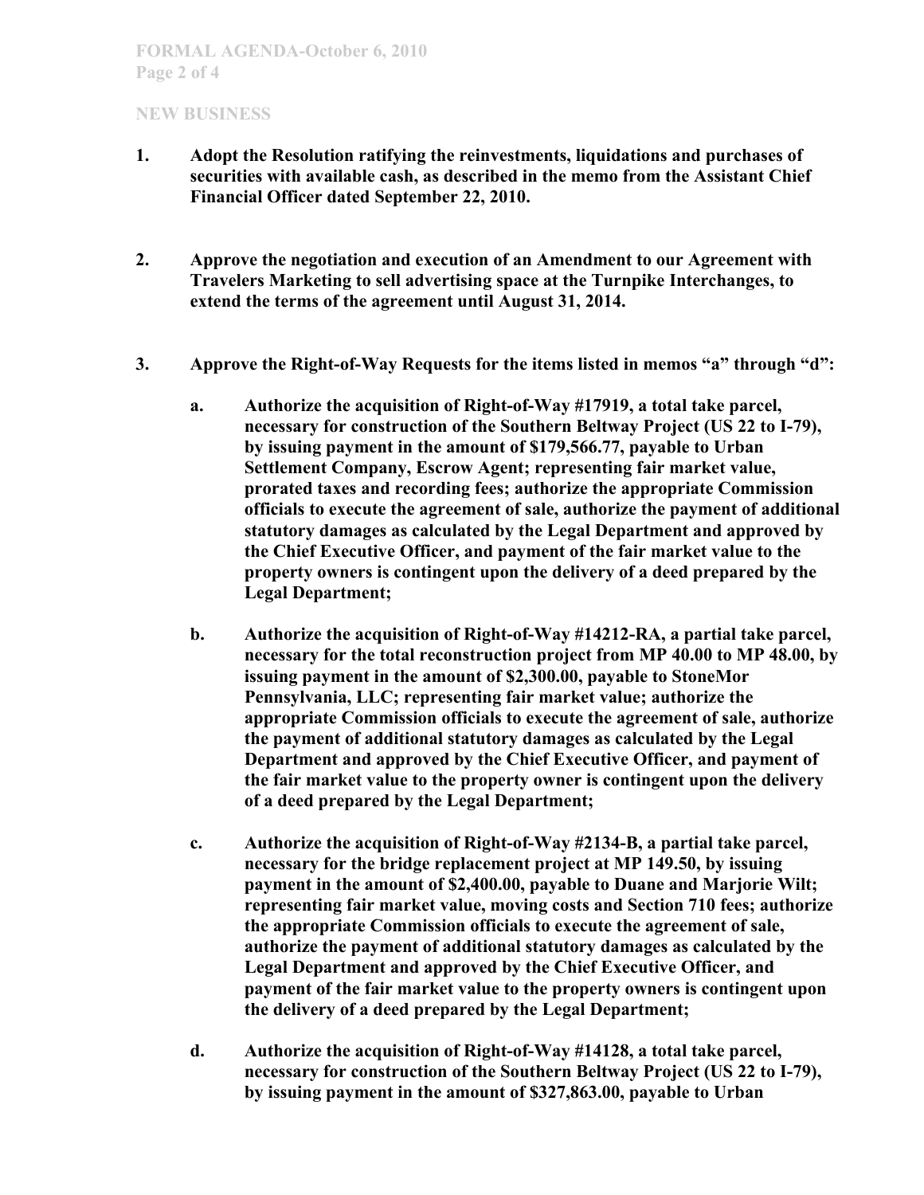## NEW BUSINESS

1. **Adopt the Resolution ratifying the reinvestments, liquidations and purchases of securities with available cash, as described in the memo from the Assistant Chief Financial Officer dated September 22, 2010.**

2. **Approve the negotiation and execution of an Amendment to our Agreement with Travelers Marketing to sell advertising space at the Turnpike Interchanges, to extend the terms of the agreement until August 31, 2014.**

3. **Approve the Right-of-Way Requests for the items listed in memos "a" through "d":**

   a. **Authorize the acquisition of Right-of-Way #17919, a total take parcel, necessary for construction of the Southern Beltway Project (US 22 to I-79), by issuing payment in the amount of $179,566.77, payable to Urban Settlement Company, Escrow Agent; representing fair market value, prorated taxes and recording fees; authorize the appropriate Commission officials to execute the agreement of sale, authorize the payment of additional statutory damages as calculated by the Legal Department and approved by the Chief Executive Officer, and payment of the fair market value to the property owners is contingent upon the delivery of a deed prepared by the Legal Department;**

   b. **Authorize the acquisition of Right-of-Way #14212-RA, a partial take parcel, necessary for the total reconstruction project from MP 40.00 to MP 48.00, by issuing payment in the amount of $2,300.00, payable to StoneMor Pennsylvania, LLC; representing fair market value; authorize the appropriate Commission officials to execute the agreement of sale, authorize the payment of additional statutory damages as calculated by the Legal Department and approved by the Chief Executive Officer, and payment of the fair market value to the property owner is contingent upon the delivery of a deed prepared by the Legal Department;**

   c. **Authorize the acquisition of Right-of-Way #2134-B, a partial take parcel, necessary for the bridge replacement project at MP 149.50, by issuing payment in the amount of $2,400.00, payable to Duane and Marjorie Wilt; representing fair market value, moving costs and Section 710 fees; authorize the appropriate Commission officials to execute the agreement of sale, authorize the payment of additional statutory damages as calculated by the Legal Department and approved by the Chief Executive Officer, and payment of the fair market value to the property owners is contingent upon the delivery of a deed prepared by the Legal Department;**

   d. **Authorize the acquisition of Right-of-Way #14128, a total take parcel, necessary for construction of the Southern Beltway Project (US 22 to I-79), by issuing payment in the amount of $327,863.00, payable to Urban**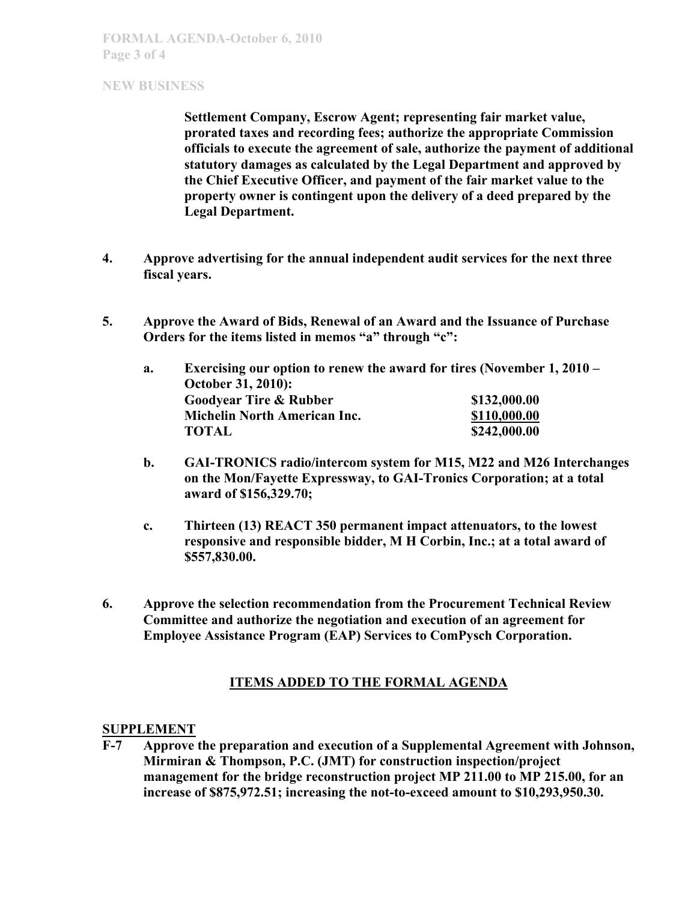## NEW BUSINESS

**Settlement Company, Escrow Agent; representing fair market value, prorated taxes and recording fees; authorize the appropriate Commission officials to execute the agreement of sale, authorize the payment of additional statutory damages as calculated by the Legal Department and approved by the Chief Executive Officer, and payment of the fair market value to the property owner is contingent upon the delivery of a deed prepared by the Legal Department.**

4. **Approve advertising for the annual independent audit services for the next three fiscal years.**

5. **Approve the Award of Bids, Renewal of an Award and the Issuance of Purchase Orders for the items listed in memos "a" through "c":**

   a. **Exercising our option to renew the award for tires (November 1, 2010 – October 31, 2010):**

   | | |
   |---|---|
   | **Goodyear Tire & Rubber** | **$132,000.00** |
   | **Michelin North American Inc.** | **$110,000.00** |
   | **TOTAL** | **$242,000.00** |

   b. **GAI-TRONICS radio/intercom system for M15, M22 and M26 Interchanges on the Mon/Fayette Expressway, to GAI-Tronics Corporation; at a total award of $156,329.70;**

   c. **Thirteen (13) REACT 350 permanent impact attenuators, to the lowest responsive and responsible bidder, M H Corbin, Inc.; at a total award of $557,830.00.**

6. **Approve the selection recommendation from the Procurement Technical Review Committee and authorize the negotiation and execution of an agreement for Employee Assistance Program (EAP) Services to ComPysch Corporation.**

## ITEMS ADDED TO THE FORMAL AGENDA

### SUPPLEMENT

**F-7 Approve the preparation and execution of a Supplemental Agreement with Johnson, Mirmiran & Thompson, P.C. (JMT) for construction inspection/project management for the bridge reconstruction project MP 211.00 to MP 215.00, for an increase of $875,972.51; increasing the not-to-exceed amount to $10,293,950.30.**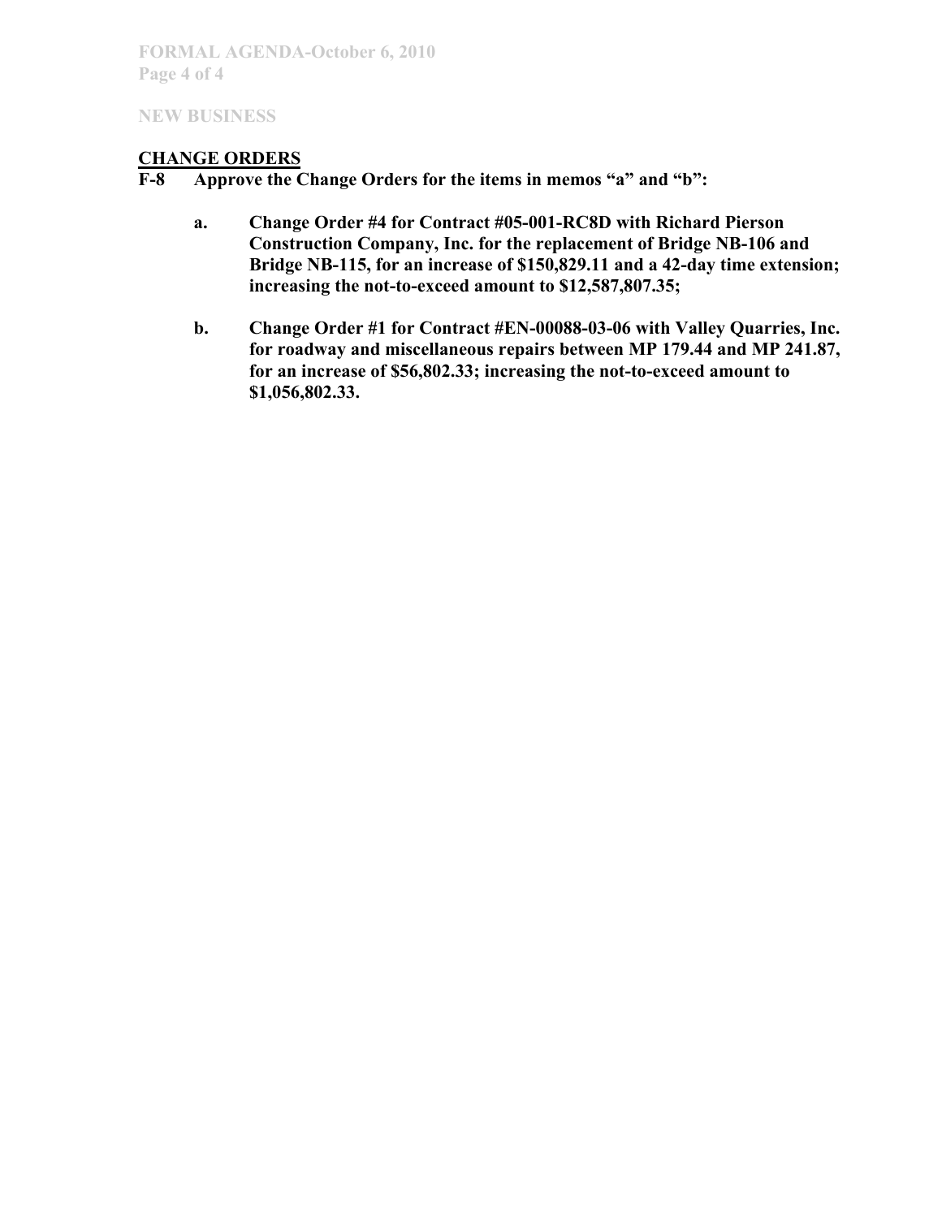NEW BUSINESS

## CHANGE ORDERS

**F-8 Approve the Change Orders for the items in memos "a" and "b":**

- **a. Change Order #4 for Contract #05-001-RC8D with Richard Pierson Construction Company, Inc. for the replacement of Bridge NB-106 and Bridge NB-115, for an increase of $150,829.11 and a 42-day time extension; increasing the not-to-exceed amount to $12,587,807.35;**

- **b. Change Order #1 for Contract #EN-00088-03-06 with Valley Quarries, Inc. for roadway and miscellaneous repairs between MP 179.44 and MP 241.87, for an increase of $56,802.33; increasing the not-to-exceed amount to $1,056,802.33.**